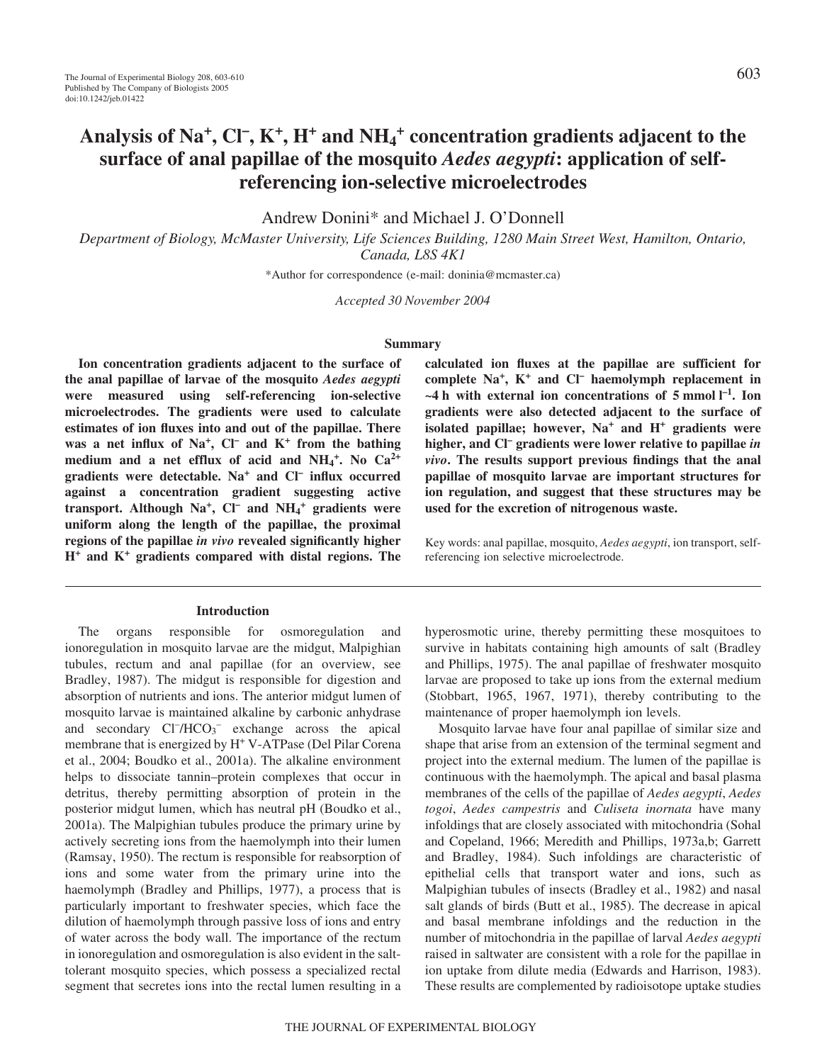# Analysis of $Na^+$, $Cl^-$, $K^+$, $H^+$ and $NH_4^+$ concentration gradients adjacent to the surface of anal papillae of the mosquito *Aedes aegypti*: application of self-referencing ion-selective microelectrodes

Andrew Donini* and Michael J. O'Donnell

*Department of Biology, McMaster University, Life Sciences Building, 1280 Main Street West, Hamilton, Ontario, Canada, L8S 4K1*

*Author for correspondence (e-mail: doninia@mcmaster.ca)

*Accepted 30 November 2004*

## Summary

**Ion concentration gradients adjacent to the surface of the anal papillae of larvae of the mosquito *Aedes aegypti* were measured using self-referencing ion-selective microelectrodes. The gradients were used to calculate estimates of ion fluxes into and out of the papillae. There was a net influx of $Na^+$, $Cl^-$ and $K^+$ from the bathing medium and a net efflux of acid and $NH_4^+$. No $Ca^{2+}$ gradients were detectable. $Na^+$ and $Cl^-$ influx occurred against a concentration gradient suggesting active transport. Although $Na^+$, $Cl^-$ and $NH_4^+$ gradients were uniform along the length of the papillae, the proximal regions of the papillae *in vivo* revealed significantly higher $H^+$ and $K^+$ gradients compared with distal regions. The calculated ion fluxes at the papillae are sufficient for complete $Na^+$, $K^+$ and $Cl^-$ haemolymph replacement in ~4 h with external ion concentrations of 5 mmol $l^{-1}$. Ion gradients were also detected adjacent to the surface of isolated papillae; however, $Na^+$ and $H^+$ gradients were higher, and $Cl^-$ gradients were lower relative to papillae *in vivo*. The results support previous findings that the anal papillae of mosquito larvae are important structures for ion regulation, and suggest that these structures may be used for the excretion of nitrogenous waste.**

Key words: anal papillae, mosquito, *Aedes aegypti*, ion transport, self-referencing ion selective microelectrode.

## Introduction

The organs responsible for osmoregulation and ionoregulation in mosquito larvae are the midgut, Malpighian tubules, rectum and anal papillae (for an overview, see Bradley, 1987). The midgut is responsible for digestion and absorption of nutrients and ions. The anterior midgut lumen of mosquito larvae is maintained alkaline by carbonic anhydrase and secondary $Cl^-/HCO_3^-$ exchange across the apical membrane that is energized by $H^+$ V-ATPase (Del Pilar Corena et al., 2004; Boudko et al., 2001a). The alkaline environment helps to dissociate tannin–protein complexes that occur in detritus, thereby permitting absorption of protein in the posterior midgut lumen, which has neutral pH (Boudko et al., 2001a). The Malpighian tubules produce the primary urine by actively secreting ions from the haemolymph into their lumen (Ramsay, 1950). The rectum is responsible for reabsorption of ions and some water from the primary urine into the haemolymph (Bradley and Phillips, 1977), a process that is particularly important to freshwater species, which face the dilution of haemolymph through passive loss of ions and entry of water across the body wall. The importance of the rectum in ionoregulation and osmoregulation is also evident in the salt-tolerant mosquito species, which possess a specialized rectal segment that secretes ions into the rectal lumen resulting in a hyperosmotic urine, thereby permitting these mosquitoes to survive in habitats containing high amounts of salt (Bradley and Phillips, 1975). The anal papillae of freshwater mosquito larvae are proposed to take up ions from the external medium (Stobbart, 1965, 1967, 1971), thereby contributing to the maintenance of proper haemolymph ion levels.

Mosquito larvae have four anal papillae of similar size and shape that arise from an extension of the terminal segment and project into the external medium. The lumen of the papillae is continuous with the haemolymph. The apical and basal plasma membranes of the cells of the papillae of *Aedes aegypti*, *Aedes togoi*, *Aedes campestris* and *Culiseta inornata* have many infoldings that are closely associated with mitochondria (Sohal and Copeland, 1966; Meredith and Phillips, 1973a,b; Garrett and Bradley, 1984). Such infoldings are characteristic of epithelial cells that transport water and ions, such as Malpighian tubules of insects (Bradley et al., 1982) and nasal salt glands of birds (Butt et al., 1985). The decrease in apical and basal membrane infoldings and the reduction in the number of mitochondria in the papillae of larval *Aedes aegypti* raised in saltwater are consistent with a role for the papillae in ion uptake from dilute media (Edwards and Harrison, 1983). These results are complemented by radioisotope uptake studies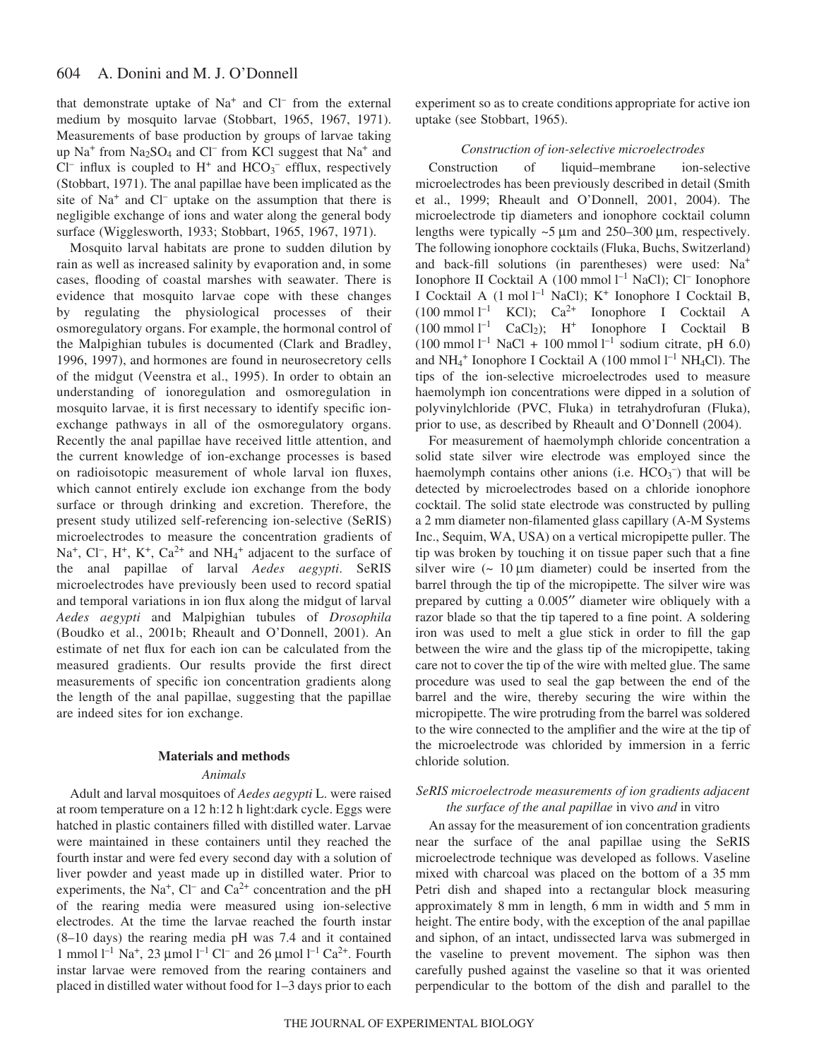that demonstrate uptake of $Na^+$ and $Cl^-$ from the external medium by mosquito larvae (Stobbart, 1965, 1967, 1971). Measurements of base production by groups of larvae taking up $Na^+$ from $Na_2SO_4$ and $Cl^-$ from KCl suggest that $Na^+$ and $Cl^-$ influx is coupled to $H^+$ and $HCO_3^-$ efflux, respectively (Stobbart, 1971). The anal papillae have been implicated as the site of $Na^+$ and $Cl^-$ uptake on the assumption that there is negligible exchange of ions and water along the general body surface (Wigglesworth, 1933; Stobbart, 1965, 1967, 1971).

Mosquito larval habitats are prone to sudden dilution by rain as well as increased salinity by evaporation and, in some cases, flooding of coastal marshes with seawater. There is evidence that mosquito larvae cope with these changes by regulating the physiological processes of their osmoregulatory organs. For example, the hormonal control of the Malpighian tubules is documented (Clark and Bradley, 1996, 1997), and hormones are found in neurosecretory cells of the midgut (Veenstra et al., 1995). In order to obtain an understanding of ionoregulation and osmoregulation in mosquito larvae, it is first necessary to identify specific ion-exchange pathways in all of the osmoregulatory organs. Recently the anal papillae have received little attention, and the current knowledge of ion-exchange processes is based on radioisotopic measurement of whole larval ion fluxes, which cannot entirely exclude ion exchange from the body surface or through drinking and excretion. Therefore, the present study utilized self-referencing ion-selective (SeRIS) microelectrodes to measure the concentration gradients of $Na^+$, $Cl^-$, $H^+$, $K^+$, $Ca^{2+}$ and $NH_4^+$ adjacent to the surface of the anal papillae of larval *Aedes aegypti*. SeRIS microelectrodes have previously been used to record spatial and temporal variations in ion flux along the midgut of larval *Aedes aegypti* and Malpighian tubules of *Drosophila* (Boudko et al., 2001b; Rheault and O'Donnell, 2001). An estimate of net flux for each ion can be calculated from the measured gradients. Our results provide the first direct measurements of specific ion concentration gradients along the length of the anal papillae, suggesting that the papillae are indeed sites for ion exchange.

## Materials and methods

### Animals

Adult and larval mosquitoes of *Aedes aegypti* L. were raised at room temperature on a 12 h:12 h light:dark cycle. Eggs were hatched in plastic containers filled with distilled water. Larvae were maintained in these containers until they reached the fourth instar and were fed every second day with a solution of liver powder and yeast made up in distilled water. Prior to experiments, the $Na^+$, $Cl^-$ and $Ca^{2+}$ concentration and the pH of the rearing media were measured using ion-selective electrodes. At the time the larvae reached the fourth instar (8–10 days) the rearing media pH was 7.4 and it contained 1 mmol $l^{-1}$ $Na^+$, 23 µmol $l^{-1}$ $Cl^-$ and 26 µmol $l^{-1}$ $Ca^{2+}$. Fourth instar larvae were removed from the rearing containers and placed in distilled water without food for 1–3 days prior to each experiment so as to create conditions appropriate for active ion uptake (see Stobbart, 1965).

### *Construction of ion-selective microelectrodes*

Construction of liquid–membrane ion-selective microelectrodes has been previously described in detail (Smith et al., 1999; Rheault and O'Donnell, 2001, 2004). The microelectrode tip diameters and ionophore cocktail column lengths were typically ~5 µm and 250–300 µm, respectively. The following ionophore cocktails (Fluka, Buchs, Switzerland) and back-fill solutions (in parentheses) were used: $Na^+$ Ionophore II Cocktail A (100 mmol $l^{-1}$ NaCl); $Cl^-$ Ionophore I Cocktail A (1 mol $l^{-1}$ NaCl); $K^+$ Ionophore I Cocktail B, (100 mmol $l^{-1}$ KCl); $Ca^{2+}$ Ionophore I Cocktail A (100 mmol $l^{-1}$ $CaCl_2$); $H^+$ Ionophore I Cocktail B (100 mmol $l^{-1}$ NaCl + 100 mmol $l^{-1}$ sodium citrate, pH 6.0) and $NH_4^+$ Ionophore I Cocktail A (100 mmol $l^{-1}$ $NH_4Cl$). The tips of the ion-selective microelectrodes used to measure haemolymph ion concentrations were dipped in a solution of polyvinylchloride (PVC, Fluka) in tetrahydrofuran (Fluka), prior to use, as described by Rheault and O'Donnell (2004).

For measurement of haemolymph chloride concentration a solid state silver wire electrode was employed since the haemolymph contains other anions (i.e. $HCO_3^-$) that will be detected by microelectrodes based on a chloride ionophore cocktail. The solid state electrode was constructed by pulling a 2 mm diameter non-filamented glass capillary (A-M Systems Inc., Sequim, WA, USA) on a vertical micropipette puller. The tip was broken by touching it on tissue paper such that a fine silver wire (~ 10 µm diameter) could be inserted from the barrel through the tip of the micropipette. The silver wire was prepared by cutting a 0.005″ diameter wire obliquely with a razor blade so that the tip tapered to a fine point. A soldering iron was used to melt a glue stick in order to fill the gap between the wire and the glass tip of the micropipette, taking care not to cover the tip of the wire with melted glue. The same procedure was used to seal the gap between the end of the barrel and the wire, thereby securing the wire within the micropipette. The wire protruding from the barrel was soldered to the wire connected to the amplifier and the wire at the tip of the microelectrode was chlorided by immersion in a ferric chloride solution.

### *SeRIS microelectrode measurements of ion gradients adjacent the surface of the anal papillae* in vivo *and* in vitro

An assay for the measurement of ion concentration gradients near the surface of the anal papillae using the SeRIS microelectrode technique was developed as follows. Vaseline mixed with charcoal was placed on the bottom of a 35 mm Petri dish and shaped into a rectangular block measuring approximately 8 mm in length, 6 mm in width and 5 mm in height. The entire body, with the exception of the anal papillae and siphon, of an intact, undissected larva was submerged in the vaseline to prevent movement. The siphon was then carefully pushed against the vaseline so that it was oriented perpendicular to the bottom of the dish and parallel to the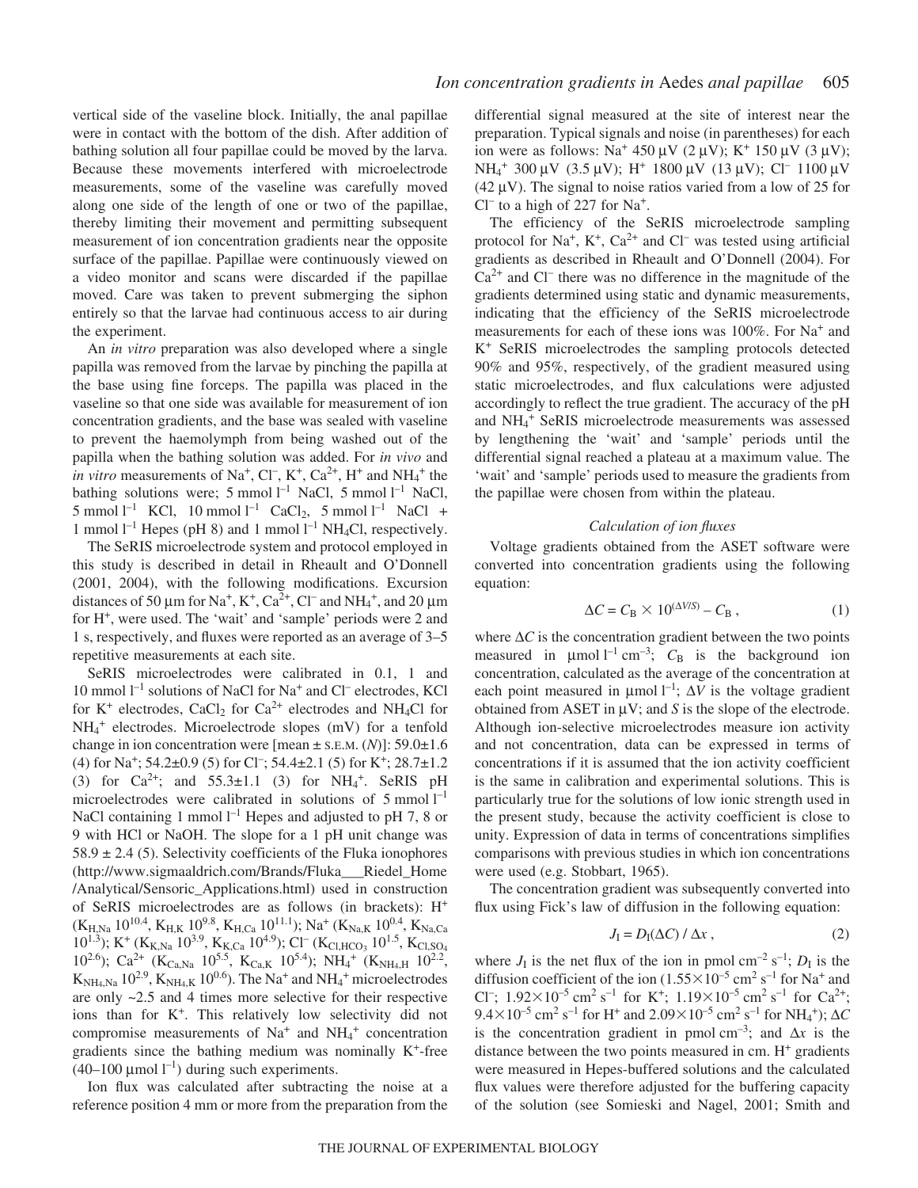vertical side of the vaseline block. Initially, the anal papillae were in contact with the bottom of the dish. After addition of bathing solution all four papillae could be moved by the larva. Because these movements interfered with microelectrode measurements, some of the vaseline was carefully moved along one side of the length of one or two of the papillae, thereby limiting their movement and permitting subsequent measurement of ion concentration gradients near the opposite surface of the papillae. Papillae were continuously viewed on a video monitor and scans were discarded if the papillae moved. Care was taken to prevent submerging the siphon entirely so that the larvae had continuous access to air during the experiment.

An *in vitro* preparation was also developed where a single papilla was removed from the larvae by pinching the papilla at the base using fine forceps. The papilla was placed in the vaseline so that one side was available for measurement of ion concentration gradients, and the base was sealed with vaseline to prevent the haemolymph from being washed out of the papilla when the bathing solution was added. For *in vivo* and *in vitro* measurements of $Na^+$, $Cl^-$, $K^+$, $Ca^{2+}$, $H^+$ and $NH_4^+$ the bathing solutions were; 5 mmol $l^{-1}$ NaCl, 5 mmol $l^{-1}$ NaCl, 5 mmol $l^{-1}$ KCl, 10 mmol $l^{-1}$ $CaCl_2$, 5 mmol $l^{-1}$ NaCl + 1 mmol $l^{-1}$ Hepes (pH 8) and 1 mmol $l^{-1}$ $NH_4Cl$, respectively.

The SeRIS microelectrode system and protocol employed in this study is described in detail in Rheault and O'Donnell (2001, 2004), with the following modifications. Excursion distances of 50 μm for $Na^+$, $K^+$, $Ca^{2+}$, $Cl^-$ and $NH_4^+$, and 20 μm for $H^+$, were used. The 'wait' and 'sample' periods were 2 and 1 s, respectively, and fluxes were reported as an average of 3–5 repetitive measurements at each site.

SeRIS microelectrodes were calibrated in 0.1, 1 and 10 mmol $l^{-1}$ solutions of NaCl for $Na^+$ and $Cl^-$ electrodes, KCl for $K^+$ electrodes, $CaCl_2$ for $Ca^{2+}$ electrodes and $NH_4Cl$ for $NH_4^+$ electrodes. Microelectrode slopes (mV) for a tenfold change in ion concentration were [mean ± S.E.M. (*N*)]: 59.0±1.6 (4) for $Na^+$; 54.2±0.9 (5) for $Cl^-$; 54.4±2.1 (5) for $K^+$; 28.7±1.2 (3) for $Ca^{2+}$; and 55.3±1.1 (3) for $NH_4^+$. SeRIS pH microelectrodes were calibrated in solutions of 5 mmol $l^{-1}$ NaCl containing 1 mmol $l^{-1}$ Hepes and adjusted to pH 7, 8 or 9 with HCl or NaOH. The slope for a 1 pH unit change was 58.9 ± 2.4 (5). Selectivity coefficients of the Fluka ionophores (http://www.sigmaaldrich.com/Brands/Fluka___Riedel_Home/Analytical/Sensoric_Applications.html) used in construction of SeRIS microelectrodes are as follows (in brackets): $H^+$ ($K_{H,Na}$ $10^{10.4}$, $K_{H,K}$ $10^{9.8}$, $K_{H,Ca}$ $10^{11.1}$); $Na^+$ ($K_{Na,K}$ $10^{0.4}$, $K_{Na,Ca}$ $10^{1.3}$); $K^+$ ($K_{K,Na}$ $10^{3.9}$, $K_{K,Ca}$ $10^{4.9}$); $Cl^-$ ($K_{Cl,HCO_3}$ $10^{1.5}$, $K_{Cl,SO_4}$ $10^{2.6}$); $Ca^{2+}$ ($K_{Ca,Na}$ $10^{5.5}$, $K_{Ca,K}$ $10^{5.4}$); $NH_4^+$ ($K_{NH_4,H}$ $10^{2.2}$, $K_{NH_4,Na}$ $10^{2.9}$, $K_{NH_4,K}$ $10^{0.6}$). The $Na^+$ and $NH_4^+$ microelectrodes are only ~2.5 and 4 times more selective for their respective ions than for $K^+$. This relatively low selectivity did not compromise measurements of $Na^+$ and $NH_4^+$ concentration gradients since the bathing medium was nominally $K^+$-free (40–100 μmol $l^{-1}$) during such experiments.

Ion flux was calculated after subtracting the noise at a reference position 4 mm or more from the preparation from the differential signal measured at the site of interest near the preparation. Typical signals and noise (in parentheses) for each ion were as follows: $Na^+$ 450 μV (2 μV); $K^+$ 150 μV (3 μV); $NH_4^+$ 300 μV (3.5 μV); $H^+$ 1800 μV (13 μV); $Cl^-$ 1100 μV (42 μV). The signal to noise ratios varied from a low of 25 for $Cl^-$ to a high of 227 for $Na^+$.

The efficiency of the SeRIS microelectrode sampling protocol for $Na^+$, $K^+$, $Ca^{2+}$ and $Cl^-$ was tested using artificial gradients as described in Rheault and O'Donnell (2004). For $Ca^{2+}$ and $Cl^-$ there was no difference in the magnitude of the gradients determined using static and dynamic measurements, indicating that the efficiency of the SeRIS microelectrode measurements for each of these ions was 100%. For $Na^+$ and $K^+$ SeRIS microelectrodes the sampling protocols detected 90% and 95%, respectively, of the gradient measured using static microelectrodes, and flux calculations were adjusted accordingly to reflect the true gradient. The accuracy of the pH and $NH_4^+$ SeRIS microelectrode measurements was assessed by lengthening the 'wait' and 'sample' periods until the differential signal reached a plateau at a maximum value. The 'wait' and 'sample' periods used to measure the gradients from the papillae were chosen from within the plateau.

### *Calculation of ion fluxes*

Voltage gradients obtained from the ASET software were converted into concentration gradients using the following equation:

$$\Delta C = C_B \times 10^{(\Delta V/S)} - C_B \,, \qquad (1)$$

where $\Delta C$ is the concentration gradient between the two points measured in μmol $l^{-1}$ $cm^{-3}$; $C_B$ is the background ion concentration, calculated as the average of the concentration at each point measured in μmol $l^{-1}$; $\Delta V$ is the voltage gradient obtained from ASET in μV; and $S$ is the slope of the electrode. Although ion-selective microelectrodes measure ion activity and not concentration, data can be expressed in terms of concentrations if it is assumed that the ion activity coefficient is the same in calibration and experimental solutions. This is particularly true for the solutions of low ionic strength used in the present study, because the activity coefficient is close to unity. Expression of data in terms of concentrations simplifies comparisons with previous studies in which ion concentrations were used (e.g. Stobbart, 1965).

The concentration gradient was subsequently converted into flux using Fick's law of diffusion in the following equation:

$$J_I = D_I(\Delta C) / \Delta x \,, \qquad (2)$$

where $J_I$ is the net flux of the ion in pmol $cm^{-2}$ $s^{-1}$; $D_I$ is the diffusion coefficient of the ion ($1.55\times10^{-5}$ $cm^2$ $s^{-1}$ for $Na^+$ and $Cl^-$; $1.92\times10^{-5}$ $cm^2$ $s^{-1}$ for $K^+$; $1.19\times10^{-5}$ $cm^2$ $s^{-1}$ for $Ca^{2+}$; $9.4\times10^{-5}$ $cm^2$ $s^{-1}$ for $H^+$ and $2.09\times10^{-5}$ $cm^2$ $s^{-1}$ for $NH_4^+$); $\Delta C$ is the concentration gradient in pmol $cm^{-3}$; and $\Delta x$ is the distance between the two points measured in cm. $H^+$ gradients were measured in Hepes-buffered solutions and the calculated flux values were therefore adjusted for the buffering capacity of the solution (see Somieski and Nagel, 2001; Smith and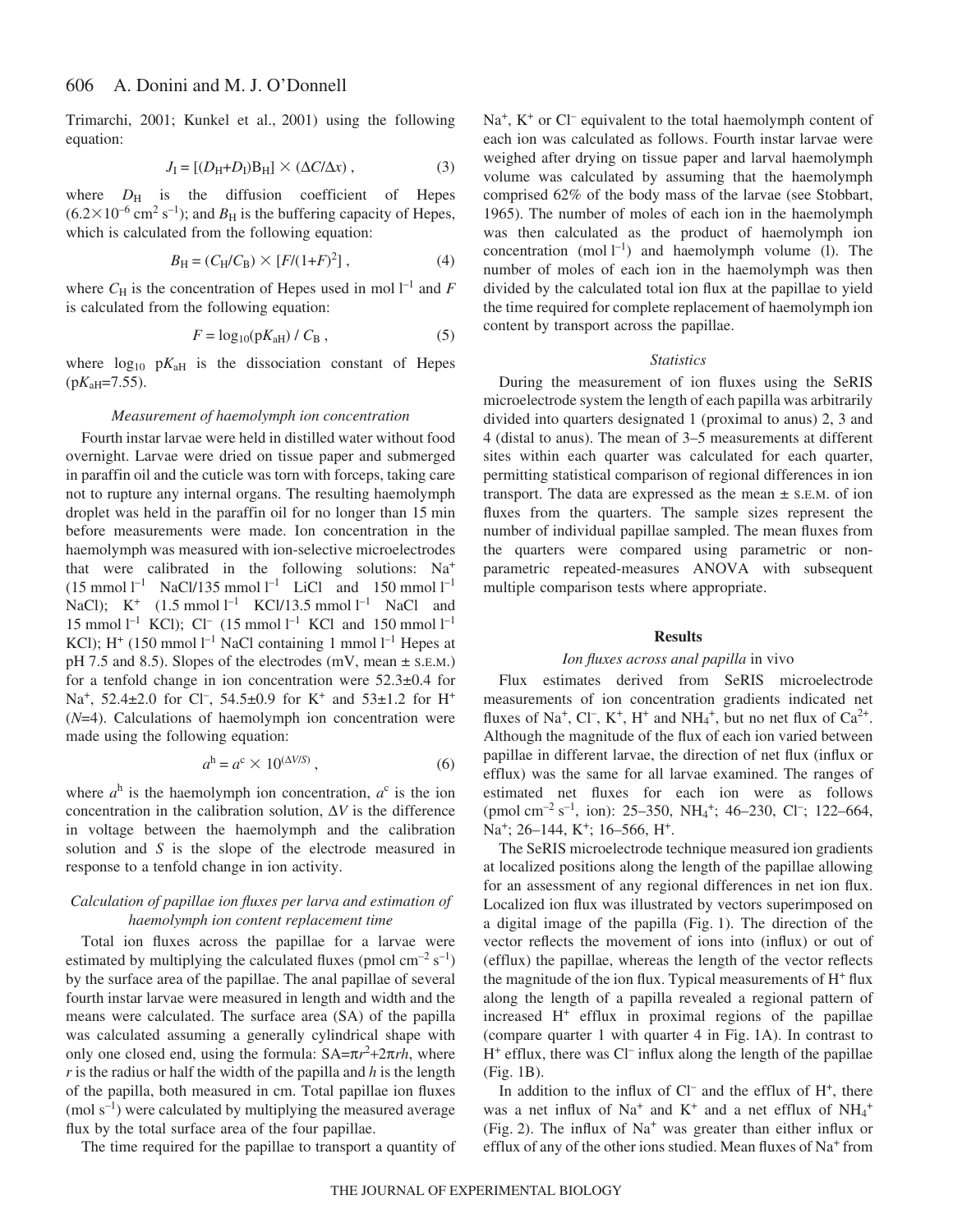Trimarchi, 2001; Kunkel et al., 2001) using the following equation:

$$J_I = [(D_H + D_I)B_H] \times (\Delta C/\Delta x)\,, \tag{3}$$

where $D_H$ is the diffusion coefficient of Hepes ($6.2\times10^{-6}$ cm$^2$ s$^{-1}$); and $B_H$ is the buffering capacity of Hepes, which is calculated from the following equation:

$$B_H = (C_H/C_B) \times [F/(1+F)^2]\,, \tag{4}$$

where $C_H$ is the concentration of Hepes used in mol l$^{-1}$ and $F$ is calculated from the following equation:

$$F = \log_{10}(\mathrm{p}K_{aH}) / C_B\,, \tag{5}$$

where $\log_{10}$ p$K_{aH}$ is the dissociation constant of Hepes (p$K_{aH}$=7.55).

### *Measurement of haemolymph ion concentration*

Fourth instar larvae were held in distilled water without food overnight. Larvae were dried on tissue paper and submerged in paraffin oil and the cuticle was torn with forceps, taking care not to rupture any internal organs. The resulting haemolymph droplet was held in the paraffin oil for no longer than 15 min before measurements were made. Ion concentration in the haemolymph was measured with ion-selective microelectrodes that were calibrated in the following solutions: $Na^+$ (15 mmol l$^{-1}$ NaCl/135 mmol l$^{-1}$ LiCl and 150 mmol l$^{-1}$ NaCl); $K^+$ (1.5 mmol l$^{-1}$ KCl/13.5 mmol l$^{-1}$ NaCl and 15 mmol l$^{-1}$ KCl); $Cl^-$ (15 mmol l$^{-1}$ KCl and 150 mmol l$^{-1}$ KCl); $H^+$ (150 mmol l$^{-1}$ NaCl containing 1 mmol l$^{-1}$ Hepes at pH 7.5 and 8.5). Slopes of the electrodes (mV, mean ± S.E.M.) for a tenfold change in ion concentration were 52.3±0.4 for $Na^+$, 52.4±2.0 for $Cl^-$, 54.5±0.9 for $K^+$ and 53±1.2 for $H^+$ ($N$=4). Calculations of haemolymph ion concentration were made using the following equation:

$$a^h = a^c \times 10^{(\Delta V/S)}\,, \tag{6}$$

where $a^h$ is the haemolymph ion concentration, $a^c$ is the ion concentration in the calibration solution, $\Delta V$ is the difference in voltage between the haemolymph and the calibration solution and $S$ is the slope of the electrode measured in response to a tenfold change in ion activity.

### *Calculation of papillae ion fluxes per larva and estimation of haemolymph ion content replacement time*

Total ion fluxes across the papillae for a larvae were estimated by multiplying the calculated fluxes (pmol cm$^{-2}$ s$^{-1}$) by the surface area of the papillae. The anal papillae of several fourth instar larvae were measured in length and width and the means were calculated. The surface area (SA) of the papilla was calculated assuming a generally cylindrical shape with only one closed end, using the formula: SA=$\pi r^2 + 2\pi rh$, where $r$ is the radius or half the width of the papilla and $h$ is the length of the papilla, both measured in cm. Total papillae ion fluxes (mol s$^{-1}$) were calculated by multiplying the measured average flux by the total surface area of the four papillae.

The time required for the papillae to transport a quantity of $Na^+$, $K^+$ or $Cl^-$ equivalent to the total haemolymph content of each ion was calculated as follows. Fourth instar larvae were weighed after drying on tissue paper and larval haemolymph volume was calculated by assuming that the haemolymph comprised 62% of the body mass of the larvae (see Stobbart, 1965). The number of moles of each ion in the haemolymph was then calculated as the product of haemolymph ion concentration (mol l$^{-1}$) and haemolymph volume (l). The number of moles of each ion in the haemolymph was then divided by the calculated total ion flux at the papillae to yield the time required for complete replacement of haemolymph ion content by transport across the papillae.

### *Statistics*

During the measurement of ion fluxes using the SeRIS microelectrode system the length of each papilla was arbitrarily divided into quarters designated 1 (proximal to anus) 2, 3 and 4 (distal to anus). The mean of 3–5 measurements at different sites within each quarter was calculated for each quarter, permitting statistical comparison of regional differences in ion transport. The data are expressed as the mean ± S.E.M. of ion fluxes from the quarters. The sample sizes represent the number of individual papillae sampled. The mean fluxes from the quarters were compared using parametric or non-parametric repeated-measures ANOVA with subsequent multiple comparison tests where appropriate.

## Results

### *Ion fluxes across anal papilla* in vivo

Flux estimates derived from SeRIS microelectrode measurements of ion concentration gradients indicated net fluxes of $Na^+$, $Cl^-$, $K^+$, $H^+$ and $NH_4^+$, but no net flux of $Ca^{2+}$. Although the magnitude of the flux of each ion varied between papillae in different larvae, the direction of net flux (influx or efflux) was the same for all larvae examined. The ranges of estimated net fluxes for each ion were as follows (pmol cm$^{-2}$ s$^{-1}$, ion): 25–350, $NH_4^+$; 46–230, $Cl^-$; 122–664, $Na^+$; 26–144, $K^+$; 16–566, $H^+$.

The SeRIS microelectrode technique measured ion gradients at localized positions along the length of the papillae allowing for an assessment of any regional differences in net ion flux. Localized ion flux was illustrated by vectors superimposed on a digital image of the papilla (Fig. 1). The direction of the vector reflects the movement of ions into (influx) or out of (efflux) the papillae, whereas the length of the vector reflects the magnitude of the ion flux. Typical measurements of $H^+$ flux along the length of a papilla revealed a regional pattern of increased $H^+$ efflux in proximal regions of the papillae (compare quarter 1 with quarter 4 in Fig. 1A). In contrast to $H^+$ efflux, there was $Cl^-$ influx along the length of the papillae (Fig. 1B).

In addition to the influx of $Cl^-$ and the efflux of $H^+$, there was a net influx of $Na^+$ and $K^+$ and a net efflux of $NH_4^+$ (Fig. 2). The influx of $Na^+$ was greater than either influx or efflux of any of the other ions studied. Mean fluxes of $Na^+$ from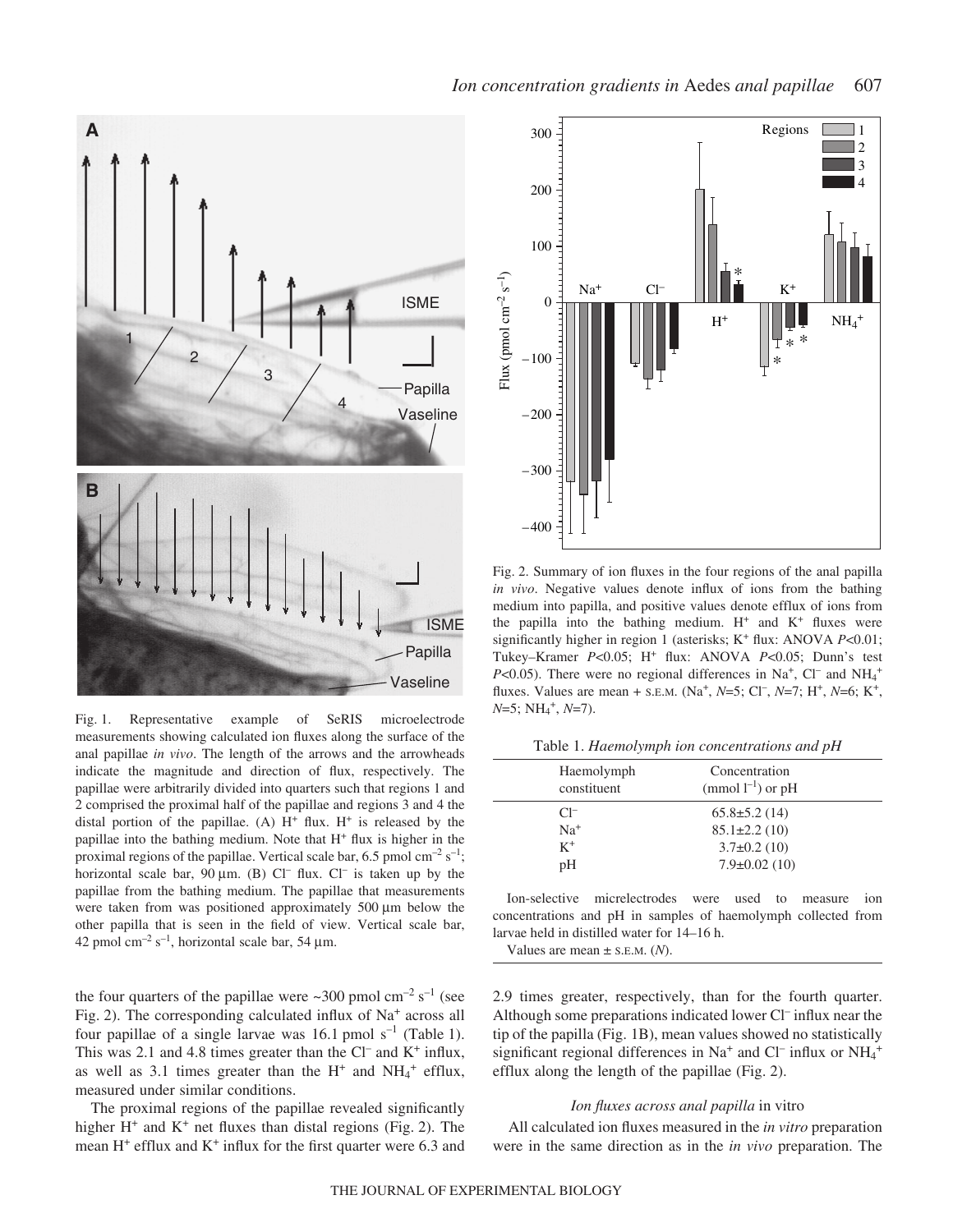A

1
2
3
4
ISME
Papilla
Vaseline

B

ISME
Papilla
Vaseline

Fig. 1. Representative example of SeRIS microelectrode measurements showing calculated ion fluxes along the surface of the anal papillae *in vivo*. The length of the arrows and the arrowheads indicate the magnitude and direction of flux, respectively. The papillae were arbitrarily divided into quarters such that regions 1 and 2 comprised the proximal half of the papillae and regions 3 and 4 the distal portion of the papillae. (A) $H^+$ flux. $H^+$ is released by the papillae into the bathing medium. Note that $H^+$ flux is higher in the proximal regions of the papillae. Vertical scale bar, 6.5 pmol $cm^{-2}$ $s^{-1}$; horizontal scale bar, 90 µm. (B) $Cl^-$ flux. $Cl^-$ is taken up by the papillae from the bathing medium. The papillae that measurements were taken from was positioned approximately 500 µm below the other papilla that is seen in the field of view. Vertical scale bar, 42 pmol $cm^{-2}$ $s^{-1}$, horizontal scale bar, 54 µm.

Flux (pmol $cm^{-2}$ $s^{-1}$)
300
200
100
0
−100
−200
−300
−400
Regions
1
2
3
4
$Na^+$
$Cl^-$
$H^+$
$K^+$
$NH_4^+$
*
*
*
*

Fig. 2. Summary of ion fluxes in the four regions of the anal papilla *in vivo*. Negative values denote influx of ions from the bathing medium into papilla, and positive values denote efflux of ions from the papilla into the bathing medium. $H^+$ and $K^+$ fluxes were significantly higher in region 1 (asterisks; $K^+$ flux: ANOVA $P<0.01$; Tukey–Kramer $P<0.05$; $H^+$ flux: ANOVA $P<0.05$; Dunn's test $P<0.05$). There were no regional differences in $Na^+$, $Cl^-$ and $NH_4^+$ fluxes. Values are mean + S.E.M. ($Na^+$, $N$=5; $Cl^-$, $N$=7; $H^+$, $N$=6; $K^+$, $N$=5; $NH_4^+$, $N$=7).

Table 1. *Haemolymph ion concentrations and pH*

| Haemolymph constituent | Concentration (mmol $l^{-1}$) or pH |
|---|---|
| $Cl^-$ | 65.8±5.2 (14) |
| $Na^+$ | 85.1±2.2 (10) |
| $K^+$ | 3.7±0.2 (10) |
| pH | 7.9±0.02 (10) |

Ion-selective micrelectrodes were used to measure ion concentrations and pH in samples of haemolymph collected from larvae held in distilled water for 14–16 h.

Values are mean ± S.E.M. ($N$).

the four quarters of the papillae were ~300 pmol $cm^{-2}$ $s^{-1}$ (see Fig. 2). The corresponding calculated influx of $Na^+$ across all four papillae of a single larvae was 16.1 pmol $s^{-1}$ (Table 1). This was 2.1 and 4.8 times greater than the $Cl^-$ and $K^+$ influx, as well as 3.1 times greater than the $H^+$ and $NH_4^+$ efflux, measured under similar conditions.

The proximal regions of the papillae revealed significantly higher $H^+$ and $K^+$ net fluxes than distal regions (Fig. 2). The mean $H^+$ efflux and $K^+$ influx for the first quarter were 6.3 and 2.9 times greater, respectively, than for the fourth quarter. Although some preparations indicated lower $Cl^-$ influx near the tip of the papilla (Fig. 1B), mean values showed no statistically significant regional differences in $Na^+$ and $Cl^-$ influx or $NH_4^+$ efflux along the length of the papillae (Fig. 2).

### *Ion fluxes across anal papilla* in vitro

All calculated ion fluxes measured in the *in vitro* preparation were in the same direction as in the *in vivo* preparation. The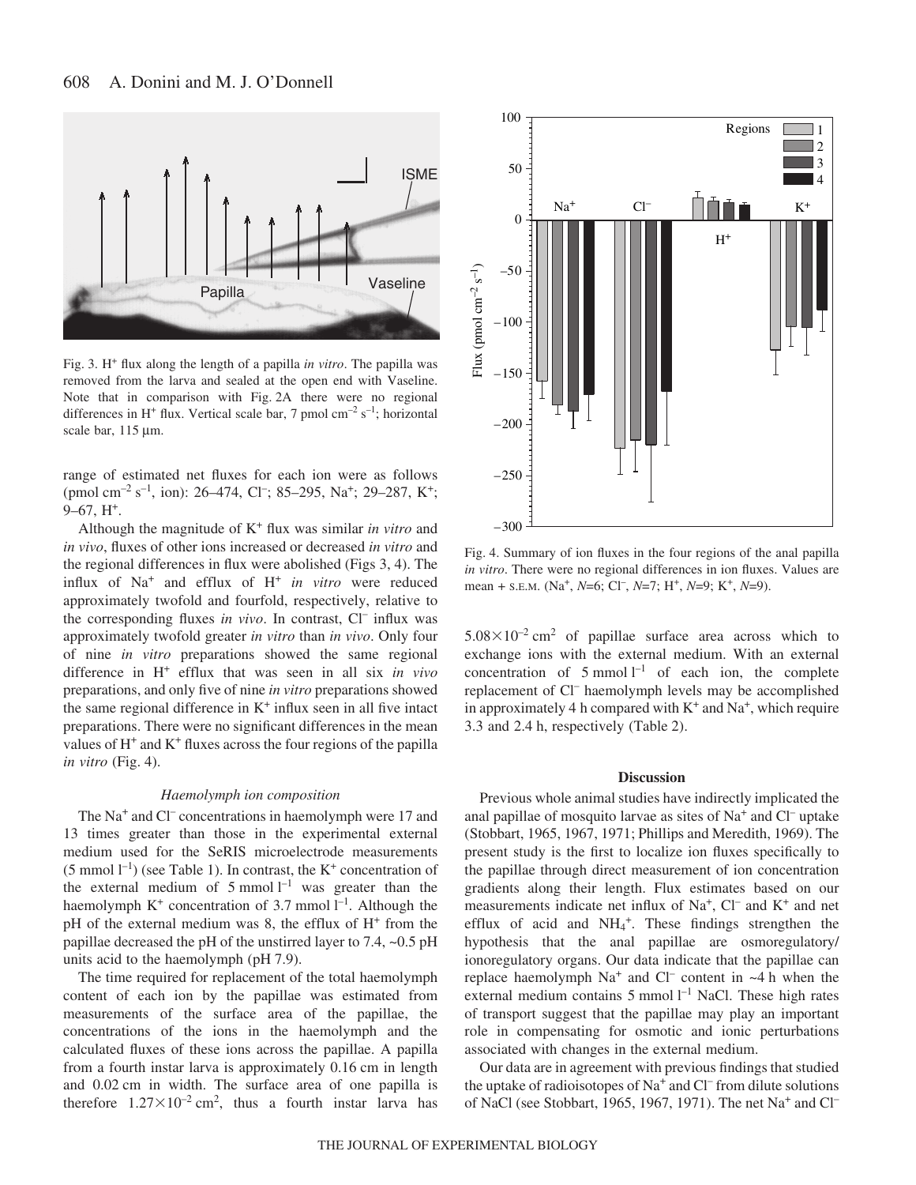ISME

Papilla

Vaseline

Fig. 3. $H^+$ flux along the length of a papilla *in vitro*. The papilla was removed from the larva and sealed at the open end with Vaseline. Note that in comparison with Fig. 2A there were no regional differences in $H^+$ flux. Vertical scale bar, 7 pmol $cm^{-2}$ $s^{-1}$; horizontal scale bar, 115 μm.

range of estimated net fluxes for each ion were as follows (pmol $cm^{-2}$ $s^{-1}$, ion): 26–474, $Cl^-$; 85–295, $Na^+$; 29–287, $K^+$; 9–67, $H^+$.

Although the magnitude of $K^+$ flux was similar *in vitro* and *in vivo*, fluxes of other ions increased or decreased *in vitro* and the regional differences in flux were abolished (Figs 3, 4). The influx of $Na^+$ and efflux of $H^+$ *in vitro* were reduced approximately twofold and fourfold, respectively, relative to the corresponding fluxes *in vivo*. In contrast, $Cl^-$ influx was approximately twofold greater *in vitro* than *in vivo*. Only four of nine *in vitro* preparations showed the same regional difference in $H^+$ efflux that was seen in all six *in vivo* preparations, and only five of nine *in vitro* preparations showed the same regional difference in $K^+$ influx seen in all five intact preparations. There were no significant differences in the mean values of $H^+$ and $K^+$ fluxes across the four regions of the papilla *in vitro* (Fig. 4).

### *Haemolymph ion composition*

The $Na^+$ and $Cl^-$ concentrations in haemolymph were 17 and 13 times greater than those in the experimental external medium used for the SeRIS microelectrode measurements (5 mmol $l^{-1}$) (see Table 1). In contrast, the $K^+$ concentration of the external medium of 5 mmol $l^{-1}$ was greater than the haemolymph $K^+$ concentration of 3.7 mmol $l^{-1}$. Although the pH of the external medium was 8, the efflux of $H^+$ from the papillae decreased the pH of the unstirred layer to 7.4, ~0.5 pH units acid to the haemolymph (pH 7.9).

The time required for replacement of the total haemolymph content of each ion by the papillae was estimated from measurements of the surface area of the papillae, the concentrations of the ions in the haemolymph and the calculated fluxes of these ions across the papillae. A papilla from a fourth instar larva is approximately 0.16 cm in length and 0.02 cm in width. The surface area of one papilla is therefore $1.27\times10^{-2}$ $cm^2$, thus a fourth instar larva has $5.08\times10^{-2}$ $cm^2$ of papillae surface area across which to exchange ions with the external medium. With an external concentration of 5 mmol $l^{-1}$ of each ion, the complete replacement of $Cl^-$ haemolymph levels may be accomplished in approximately 4 h compared with $K^+$ and $Na^+$, which require 3.3 and 2.4 h, respectively (Table 2).

Regions
1
2
3
4
$Na^+$
$Cl^-$
$H^+$
$K^+$
Flux (pmol $cm^{-2}$ $s^{-1}$)
100
50
0
−50
−100
−150
−200
−250
−300

Fig. 4. Summary of ion fluxes in the four regions of the anal papilla *in vitro*. There were no regional differences in ion fluxes. Values are mean + S.E.M. ($Na^+$, $N$=6; $Cl^-$, $N$=7; $H^+$, $N$=9; $K^+$, $N$=9).

## Discussion

Previous whole animal studies have indirectly implicated the anal papillae of mosquito larvae as sites of $Na^+$ and $Cl^-$ uptake (Stobbart, 1965, 1967, 1971; Phillips and Meredith, 1969). The present study is the first to localize ion fluxes specifically to the papillae through direct measurement of ion concentration gradients along their length. Flux estimates based on our measurements indicate net influx of $Na^+$, $Cl^-$ and $K^+$ and net efflux of acid and $NH_4^+$. These findings strengthen the hypothesis that the anal papillae are osmoregulatory/ionoregulatory organs. Our data indicate that the papillae can replace haemolymph $Na^+$ and $Cl^-$ content in ~4 h when the external medium contains 5 mmol $l^{-1}$ NaCl. These high rates of transport suggest that the papillae may play an important role in compensating for osmotic and ionic perturbations associated with changes in the external medium.

Our data are in agreement with previous findings that studied the uptake of radioisotopes of $Na^+$ and $Cl^-$ from dilute solutions of NaCl (see Stobbart, 1965, 1967, 1971). The net $Na^+$ and $Cl^-$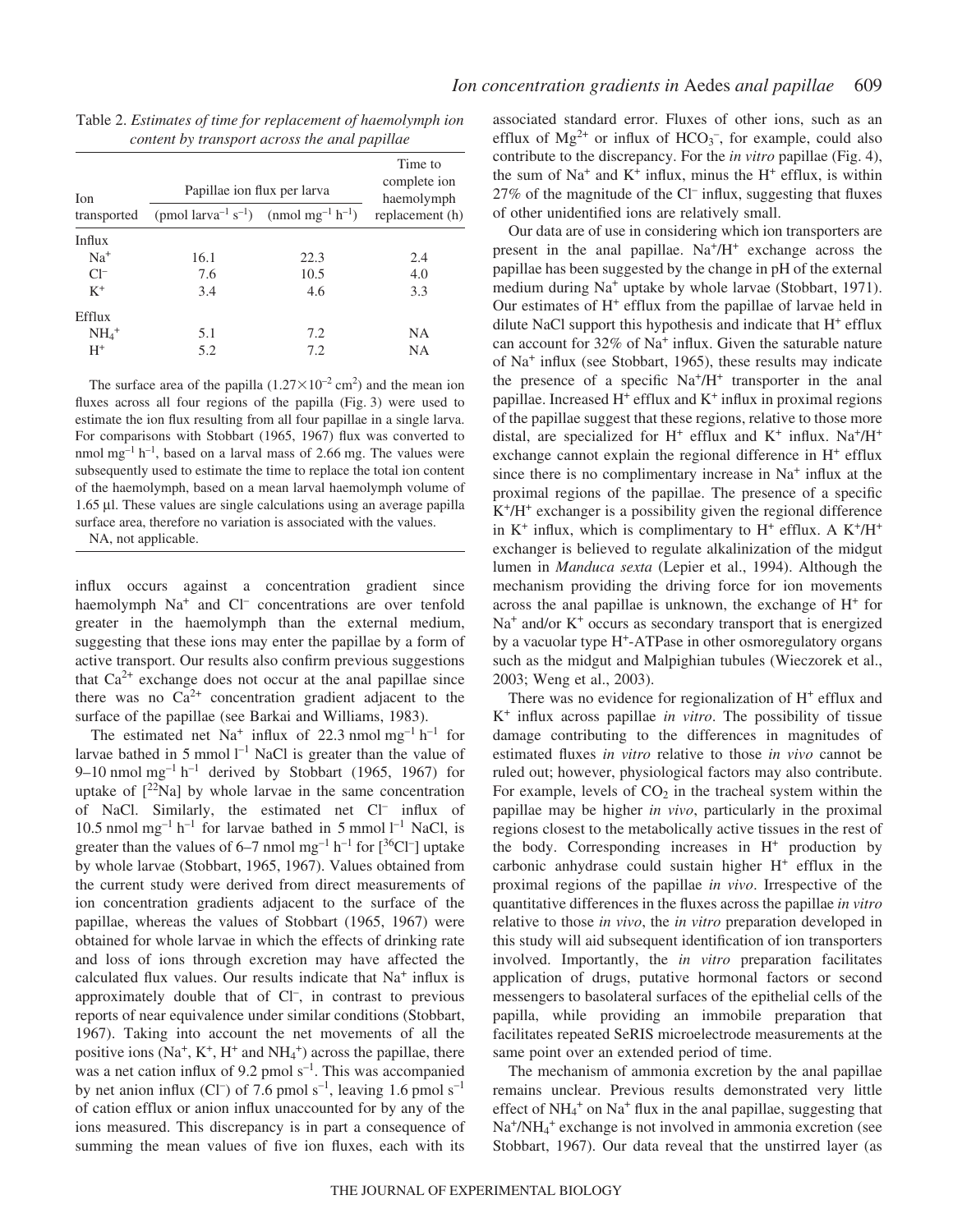Table 2. *Estimates of time for replacement of haemolymph ion content by transport across the anal papillae*

| Ion transported | Papillae ion flux per larva | | Time to complete ion haemolymph replacement (h) |
|---|---|---|---|
| | (pmol $larva^{-1}$ $s^{-1}$) | (nmol $mg^{-1}$ $h^{-1}$) | |
| Influx | | | |
| $Na^+$ | 16.1 | 22.3 | 2.4 |
| $Cl^-$ | 7.6 | 10.5 | 4.0 |
| $K^+$ | 3.4 | 4.6 | 3.3 |
| Efflux | | | |
| $NH_4^+$ | 5.1 | 7.2 | NA |
| $H^+$ | 5.2 | 7.2 | NA |

The surface area of the papilla ($1.27\times10^{-2}$ $cm^2$) and the mean ion fluxes across all four regions of the papilla (Fig. 3) were used to estimate the ion flux resulting from all four papillae in a single larva. For comparisons with Stobbart (1965, 1967) flux was converted to nmol $mg^{-1}$ $h^{-1}$, based on a larval mass of 2.66 mg. The values were subsequently used to estimate the time to replace the total ion content of the haemolymph, based on a mean larval haemolymph volume of 1.65 µl. These values are single calculations using an average papilla surface area, therefore no variation is associated with the values.

NA, not applicable.

influx occurs against a concentration gradient since haemolymph $Na^+$ and $Cl^-$ concentrations are over tenfold greater in the haemolymph than the external medium, suggesting that these ions may enter the papillae by a form of active transport. Our results also confirm previous suggestions that $Ca^{2+}$ exchange does not occur at the anal papillae since there was no $Ca^{2+}$ concentration gradient adjacent to the surface of the papillae (see Barkai and Williams, 1983).

The estimated net $Na^+$ influx of 22.3 nmol $mg^{-1}$ $h^{-1}$ for larvae bathed in 5 mmol $l^{-1}$ NaCl is greater than the value of 9–10 nmol $mg^{-1}$ $h^{-1}$ derived by Stobbart (1965, 1967) for uptake of [$^{22}$Na] by whole larvae in the same concentration of NaCl. Similarly, the estimated net $Cl^-$ influx of 10.5 nmol $mg^{-1}$ $h^{-1}$ for larvae bathed in 5 mmol $l^{-1}$ NaCl, is greater than the values of 6–7 nmol $mg^{-1}$ $h^{-1}$ for [$^{36}Cl^-$] uptake by whole larvae (Stobbart, 1965, 1967). Values obtained from the current study were derived from direct measurements of ion concentration gradients adjacent to the surface of the papillae, whereas the values of Stobbart (1965, 1967) were obtained for whole larvae in which the effects of drinking rate and loss of ions through excretion may have affected the calculated flux values. Our results indicate that $Na^+$ influx is approximately double that of $Cl^-$, in contrast to previous reports of near equivalence under similar conditions (Stobbart, 1967). Taking into account the net movements of all the positive ions ($Na^+$, $K^+$, $H^+$ and $NH_4^+$) across the papillae, there was a net cation influx of 9.2 pmol $s^{-1}$. This was accompanied by net anion influx ($Cl^-$) of 7.6 pmol $s^{-1}$, leaving 1.6 pmol $s^{-1}$ of cation efflux or anion influx unaccounted for by any of the ions measured. This discrepancy is in part a consequence of summing the mean values of five ion fluxes, each with its associated standard error. Fluxes of other ions, such as an efflux of $Mg^{2+}$ or influx of $HCO_3^-$, for example, could also contribute to the discrepancy. For the *in vitro* papillae (Fig. 4), the sum of $Na^+$ and $K^+$ influx, minus the $H^+$ efflux, is within 27% of the magnitude of the $Cl^-$ influx, suggesting that fluxes of other unidentified ions are relatively small.

Our data are of use in considering which ion transporters are present in the anal papillae. $Na^+$/$H^+$ exchange across the papillae has been suggested by the change in pH of the external medium during $Na^+$ uptake by whole larvae (Stobbart, 1971). Our estimates of $H^+$ efflux from the papillae of larvae held in dilute NaCl support this hypothesis and indicate that $H^+$ efflux can account for 32% of $Na^+$ influx. Given the saturable nature of $Na^+$ influx (see Stobbart, 1965), these results may indicate the presence of a specific $Na^+$/$H^+$ transporter in the anal papillae. Increased $H^+$ efflux and $K^+$ influx in proximal regions of the papillae suggest that these regions, relative to those more distal, are specialized for $H^+$ efflux and $K^+$ influx. $Na^+$/$H^+$ exchange cannot explain the regional difference in $H^+$ efflux since there is no complimentary increase in $Na^+$ influx at the proximal regions of the papillae. The presence of a specific $K^+$/$H^+$ exchanger is a possibility given the regional difference in $K^+$ influx, which is complimentary to $H^+$ efflux. A $K^+$/$H^+$ exchanger is believed to regulate alkalinization of the midgut lumen in *Manduca sexta* (Lepier et al., 1994). Although the mechanism providing the driving force for ion movements across the anal papillae is unknown, the exchange of $H^+$ for $Na^+$ and/or $K^+$ occurs as secondary transport that is energized by a vacuolar type $H^+$-ATPase in other osmoregulatory organs such as the midgut and Malpighian tubules (Wieczorek et al., 2003; Weng et al., 2003).

There was no evidence for regionalization of $H^+$ efflux and $K^+$ influx across papillae *in vitro*. The possibility of tissue damage contributing to the differences in magnitudes of estimated fluxes *in vitro* relative to those *in vivo* cannot be ruled out; however, physiological factors may also contribute. For example, levels of $CO_2$ in the tracheal system within the papillae may be higher *in vivo*, particularly in the proximal regions closest to the metabolically active tissues in the rest of the body. Corresponding increases in $H^+$ production by carbonic anhydrase could sustain higher $H^+$ efflux in the proximal regions of the papillae *in vivo*. Irrespective of the quantitative differences in the fluxes across the papillae *in vitro* relative to those *in vivo*, the *in vitro* preparation developed in this study will aid subsequent identification of ion transporters involved. Importantly, the *in vitro* preparation facilitates application of drugs, putative hormonal factors or second messengers to basolateral surfaces of the epithelial cells of the papilla, while providing an immobile preparation that facilitates repeated SeRIS microelectrode measurements at the same point over an extended period of time.

The mechanism of ammonia excretion by the anal papillae remains unclear. Previous results demonstrated very little effect of $NH_4^+$ on $Na^+$ flux in the anal papillae, suggesting that $Na^+$/$NH_4^+$ exchange is not involved in ammonia excretion (see Stobbart, 1967). Our data reveal that the unstirred layer (as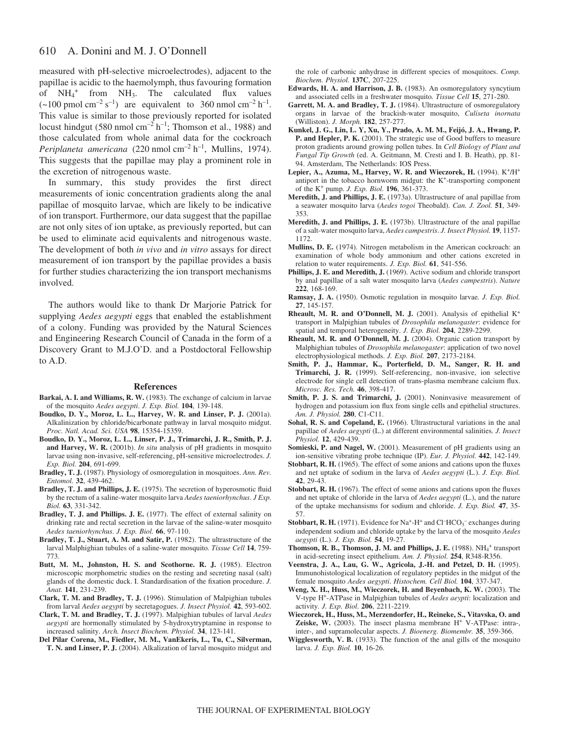measured with pH-selective microelectrodes), adjacent to the papillae is acidic to the haemolymph, thus favouring formation of $NH_4^+$ from $NH_3$. The calculated flux values (~100 pmol $cm^{-2}$ $s^{-1}$) are equivalent to 360 nmol $cm^{-2}$ $h^{-1}$. This value is similar to those previously reported for isolated locust hindgut (580 nmol $cm^{-2}$ $h^{-1}$; Thomson et al., 1988) and those calculated from whole animal data for the cockroach *Periplaneta americana* (220 nmol $cm^{-2}$ $h^{-1}$, Mullins, 1974). This suggests that the papillae may play a prominent role in the excretion of nitrogenous waste.

In summary, this study provides the first direct measurements of ionic concentration gradients along the anal papillae of mosquito larvae, which are likely to be indicative of ion transport. Furthermore, our data suggest that the papillae are not only sites of ion uptake, as previously reported, but can be used to eliminate acid equivalents and nitrogenous waste. The development of both *in vivo* and *in vitro* assays for direct measurement of ion transport by the papillae provides a basis for further studies characterizing the ion transport mechanisms involved.

The authors would like to thank Dr Marjorie Patrick for supplying *Aedes aegypti* eggs that enabled the establishment of a colony. Funding was provided by the Natural Sciences and Engineering Research Council of Canada in the form of a Discovery Grant to M.J.O'D. and a Postdoctoral Fellowship to A.D.

## References

**Barkai, A. I. and Williams, R. W.** (1983). The exchange of calcium in larvae of the mosquito *Aedes aegypti*. *J. Exp. Biol.* **104**, 139-148.

**Boudko, D. Y., Moroz, L. L., Harvey, W. R. and Linser, P. J.** (2001a). Alkalinization by chloride/bicarbonate pathway in larval mosquito midgut. *Proc. Natl. Acad. Sci. USA* **98**, 15354-15359.

**Boudko, D. Y., Moroz, L. L., Linser, P. J., Trimarchi, J. R., Smith, P. J. and Harvey, W. R.** (2001b). *In situ* analysis of pH gradients in mosquito larvae using non-invasive, self-referencing, pH-sensitive microelectrodes. *J. Exp. Biol.* **204**, 691-699.

**Bradley, T. J.** (1987). Physiology of osmoregulation in mosquitoes. *Ann. Rev. Entomol.* **32**, 439-462.

**Bradley, T. J. and Phillips, J. E.** (1975). The secretion of hyperosmotic fluid by the rectum of a saline-water mosquito larva *Aedes taeniorhynchus*. *J Exp. Biol.* **63**, 331-342.

**Bradley, T. J. and Phillips. J. E.** (1977). The effect of external salinity on drinking rate and rectal secretion in the larvae of the saline-water mosquito *Aedes taeniorhynchus*. *J. Exp. Biol.* **66**, 97-110.

**Bradley, T. J., Stuart, A. M. and Satir, P.** (1982). The ultrastructure of the larval Malphighian tubules of a saline-water mosquito. *Tissue Cell* **14**, 759-773.

**Butt, M. M., Johnston, H. S. and Scothorne. R. J.** (1985). Electron microscopic morphometric studies on the resting and secreting nasal (salt) glands of the domestic duck. I. Standardisation of the fixation procedure. *J. Anat.* **141**, 231-239.

**Clark, T. M. and Bradley, T. J.** (1996). Stimulation of Malpighian tubules from larval *Aedes aegypti* by secretagogues. *J. Insect Physiol.* **42**, 593-602.

**Clark, T. M. and Bradley, T. J.** (1997). Malpighian tubules of larval *Aedes aegypti* are hormonally stimulated by 5-hydroxytryptamine in response to increased salinity. *Arch. Insect Biochem. Physiol.* **34**, 123-141.

**Del Pilar Corena, M., Fiedler, M. M., VanEkeris, L., Tu, C., Silverman, T. N. and Linser, P. J.** (2004). Alkalization of larval mosquito midgut and the role of carbonic anhydrase in different species of mosquitoes. *Comp. Biochem. Physiol.* **137C**, 207-225.

**Edwards, H. A. and Harrison, J. B.** (1983). An osmoregulatory syncytium and associated cells in a freshwater mosquito. *Tissue Cell* **15**, 271-280.

**Garrett, M. A. and Bradley, T. J.** (1984). Ultrastructure of osmoregulatory organs in larvae of the brackish-water mosquito, *Culiseta inornata* (Williston). *J. Morph.* **182**, 257-277.

**Kunkel, J. G., Lin, L. Y, Xu, Y., Prado, A. M. M., Feijó, J. A., Hwang, P. P. and Hepler, P. K.** (2001). The strategic use of Good buffers to measure proton gradients around growing pollen tubes. In *Cell Biology of Plant and Fungal Tip Growth* (ed. A. Geitmann, M. Cresti and I. B. Heath), pp. 81-94. Amsterdam, The Netherlands: IOS Press.

**Lepier, A., Azuma, M., Harvey, W. R. and Wieczorek, H.** (1994). $K^+/H^+$ antiport in the tobacco hornworm midgut: the $K^+$-transporting component of the $K^+$ pump. *J. Exp. Biol.* **196**, 361-373.

**Meredith, J. and Phillips, J. E.** (1973a). Ultrastructure of anal papillae from a seawater mosquito larva (*Aedes togoi* Theobald). *Can. J. Zool.* **51**, 349-353.

**Meredith, J. and Phillips, J. E.** (1973b). Ultrastructure of the anal papillae of a salt-water mosquito larva, *Aedes campestris*. *J. Insect Physiol.* **19**, 1157-1172.

**Mullins, D. E.** (1974). Nitrogen metabolism in the American cockroach: an examination of whole body ammonium and other cations excreted in relation to water requirements. *J. Exp. Biol.* **61**, 541-556.

**Phillips, J. E. and Meredith, J.** (1969). Active sodium and chloride transport by anal papillae of a salt water mosquito larva (*Aedes campestris*). *Nature* **222**, 168-169.

**Ramsay, J. A.** (1950). Osmotic regulation in mosquito larvae. *J. Exp. Biol.* **27**, 145-157.

**Rheault, M. R. and O'Donnell, M. J.** (2001). Analysis of epithelial $K^+$ transport in Malpighian tubules of *Drosophila melanogaster*: evidence for spatial and temporal heterogeneity. *J. Exp. Biol.* **204**, 2289-2299.

**Rheault, M. R. and O'Donnell, M. J.** (2004). Organic cation transport by Malpighian tubules of *Drosophila melanogaster*: application of two novel electrophysiological methods. *J. Exp. Biol.* **207**, 2173-2184.

**Smith, P. J., Hammar, K., Porterfield, D. M., Sanger, R. H. and Trimarchi, J. R.** (1999). Self-referencing, non-invasive, ion selective electrode for single cell detection of trans-plasma membrane calcium flux. *Microsc. Res. Tech.* **46**, 398-417.

**Smith, P. J. S. and Trimarchi, J.** (2001). Noninvasive measurement of hydrogen and potassium ion flux from single cells and epithelial structures. *Am. J. Physiol.* **280**, C1-C11.

**Sohal, R. S. and Copeland, E.** (1966). Ultrastructural variations in the anal papillae of *Aedes aegypti* (L.) at different environmental salinities. *J. Insect Physiol.* **12**, 429-439.

**Somieski, P. and Nagel, W.** (2001). Measurement of pH gradients using an ion-sensitive vibrating probe technique (IP). *Eur. J. Physiol.* **442**, 142-149.

**Stobbart, R. H.** (1965). The effect of some anions and cations upon the fluxes and net uptake of sodium in the larva of *Aedes aegypti* (L.). *J. Exp. Biol.* **42**, 29-43.

**Stobbart, R. H.** (1967). The effect of some anions and cations upon the fluxes and net uptake of chloride in the larva of *Aedes aegypti* (L.), and the nature of the uptake mechanisms for sodium and chloride. *J. Exp. Biol.* **47**, 35-57.

**Stobbart, R. H.** (1971). Evidence for $Na^+$-$H^+$ and $Cl^-$$HCO_3^-$ exchanges during independent sodium and chloride uptake by the larva of the mosquito *Aedes aegypti* (L.). *J. Exp. Biol.* **54**, 19-27.

**Thomson, R. B., Thomson, J. M. and Phillips, J. E.** (1988). $NH_4^+$ transport in acid-secreting insect epithelium. *Am. J. Physiol.* **254**, R348-R356.

**Veenstra, J. A., Lau, G. W., Agricola, J.-H. and Petzel, D. H.** (1995). Immunohistological localization of regulatory peptides in the midgut of the female mosquito *Aedes aegypti*. *Histochem. Cell Biol.* **104**, 337-347.

**Weng, X. H., Huss, M., Wieczorek, H. and Beyenbach, K. W.** (2003). The V-type $H^+$-ATPase in Malpighian tubules of *Aedes aeypti*: localization and activity. *J. Exp. Biol.* **206**, 2211-2219.

**Wieczorek, H., Huss, M., Merzendorfer, H., Reineke, S., Vitavska, O. and Zeiske, W.** (2003). The insect plasma membrane $H^+$ V-ATPase: intra-, inter-, and supramolecular aspects. *J. Bioenerg. Biomembr.* **35**, 359-366.

**Wigglesworth, V. B.** (1933). The function of the anal gills of the mosquito larva. *J. Exp. Biol.* **10**, 16-26.